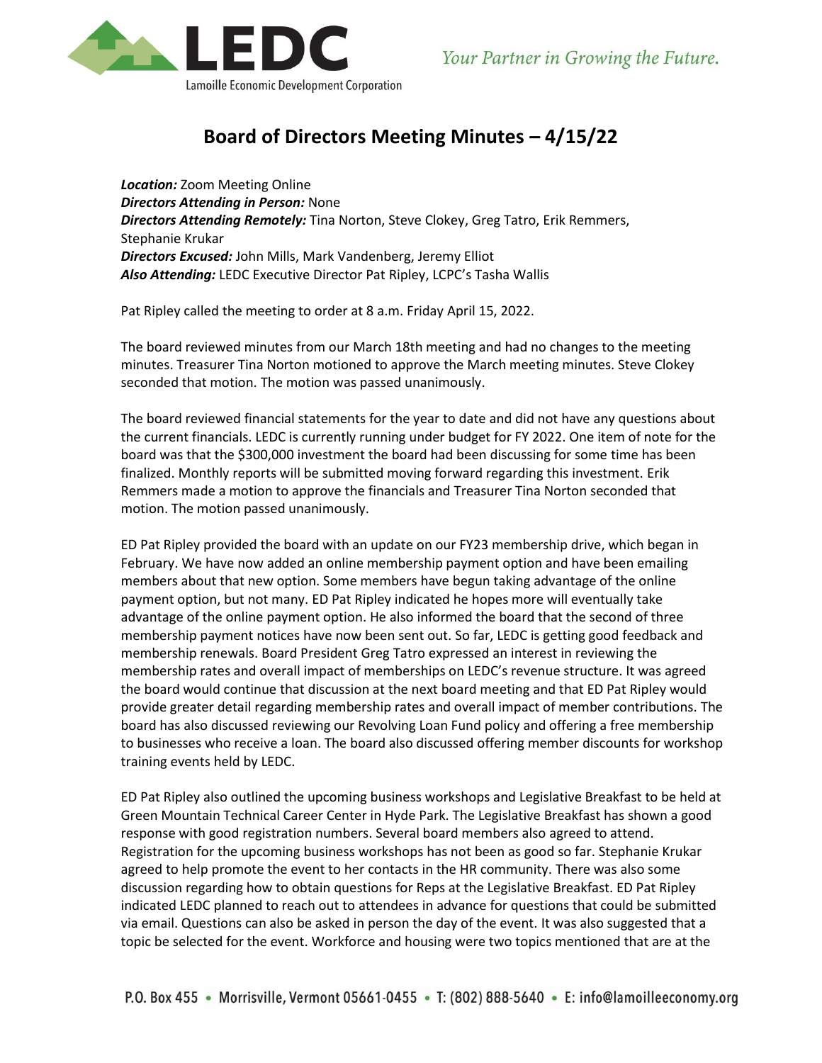# Board of Directors Meeting Minutes – 4/15/22

***Location:*** Zoom Meeting Online
***Directors Attending in Person:*** None
***Directors Attending Remotely:*** Tina Norton, Steve Clokey, Greg Tatro, Erik Remmers, Stephanie Krukar
***Directors Excused:*** John Mills, Mark Vandenberg, Jeremy Elliot
***Also Attending:*** LEDC Executive Director Pat Ripley, LCPC's Tasha Wallis

Pat Ripley called the meeting to order at 8 a.m. Friday April 15, 2022.

The board reviewed minutes from our March 18th meeting and had no changes to the meeting minutes. Treasurer Tina Norton motioned to approve the March meeting minutes. Steve Clokey seconded that motion. The motion was passed unanimously.

The board reviewed financial statements for the year to date and did not have any questions about the current financials. LEDC is currently running under budget for FY 2022. One item of note for the board was that the $300,000 investment the board had been discussing for some time has been finalized. Monthly reports will be submitted moving forward regarding this investment. Erik Remmers made a motion to approve the financials and Treasurer Tina Norton seconded that motion. The motion passed unanimously.

ED Pat Ripley provided the board with an update on our FY23 membership drive, which began in February. We have now added an online membership payment option and have been emailing members about that new option. Some members have begun taking advantage of the online payment option, but not many. ED Pat Ripley indicated he hopes more will eventually take advantage of the online payment option. He also informed the board that the second of three membership payment notices have now been sent out. So far, LEDC is getting good feedback and membership renewals. Board President Greg Tatro expressed an interest in reviewing the membership rates and overall impact of memberships on LEDC's revenue structure. It was agreed the board would continue that discussion at the next board meeting and that ED Pat Ripley would provide greater detail regarding membership rates and overall impact of member contributions. The board has also discussed reviewing our Revolving Loan Fund policy and offering a free membership to businesses who receive a loan. The board also discussed offering member discounts for workshop training events held by LEDC.

ED Pat Ripley also outlined the upcoming business workshops and Legislative Breakfast to be held at Green Mountain Technical Career Center in Hyde Park. The Legislative Breakfast has shown a good response with good registration numbers. Several board members also agreed to attend. Registration for the upcoming business workshops has not been as good so far. Stephanie Krukar agreed to help promote the event to her contacts in the HR community. There was also some discussion regarding how to obtain questions for Reps at the Legislative Breakfast. ED Pat Ripley indicated LEDC planned to reach out to attendees in advance for questions that could be submitted via email. Questions can also be asked in person the day of the event. It was also suggested that a topic be selected for the event. Workforce and housing were two topics mentioned that are at the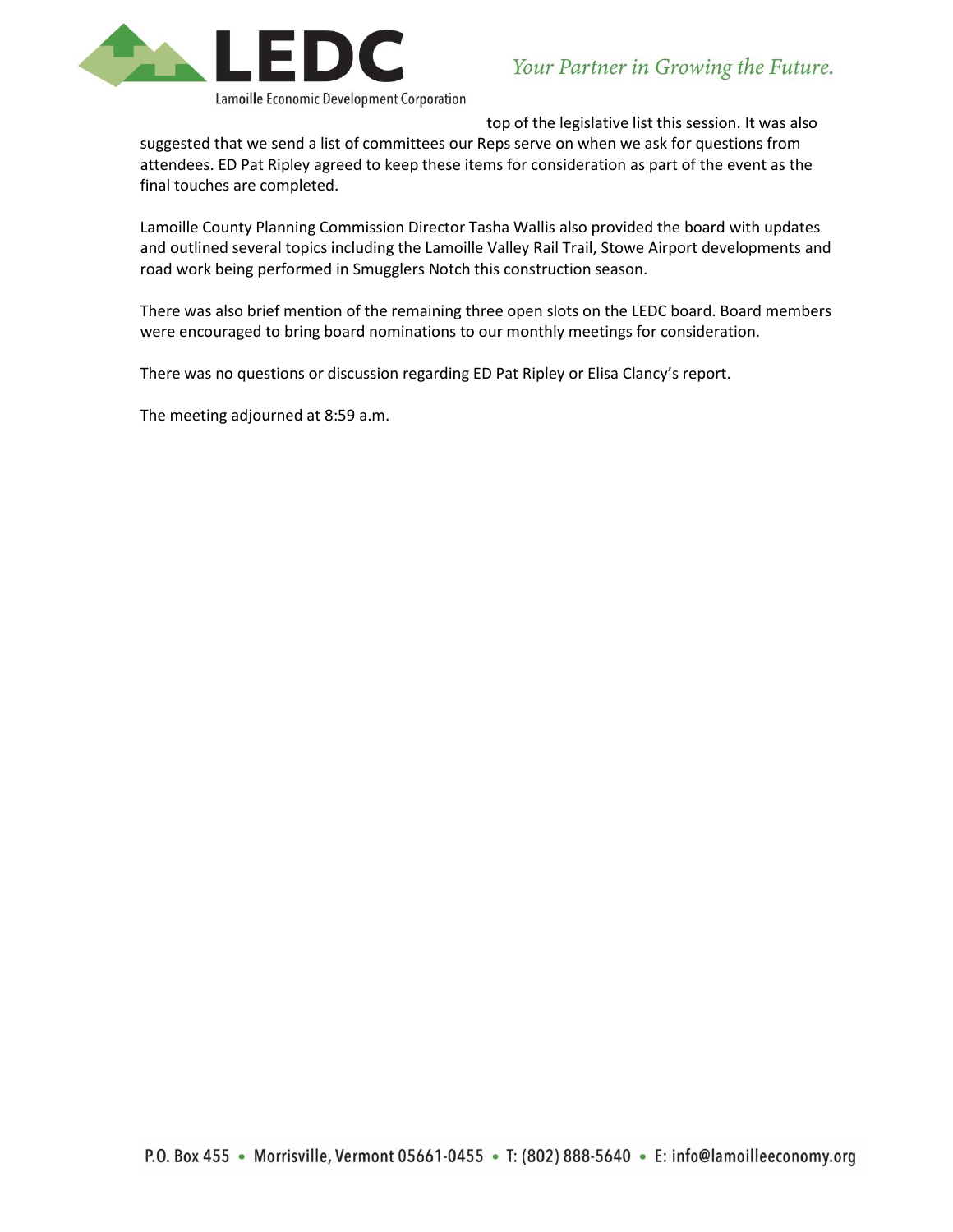top of the legislative list this session. It was also suggested that we send a list of committees our Reps serve on when we ask for questions from attendees. ED Pat Ripley agreed to keep these items for consideration as part of the event as the final touches are completed.

Lamoille County Planning Commission Director Tasha Wallis also provided the board with updates and outlined several topics including the Lamoille Valley Rail Trail, Stowe Airport developments and road work being performed in Smugglers Notch this construction season.

There was also brief mention of the remaining three open slots on the LEDC board. Board members were encouraged to bring board nominations to our monthly meetings for consideration.

There was no questions or discussion regarding ED Pat Ripley or Elisa Clancy's report.

The meeting adjourned at 8:59 a.m.